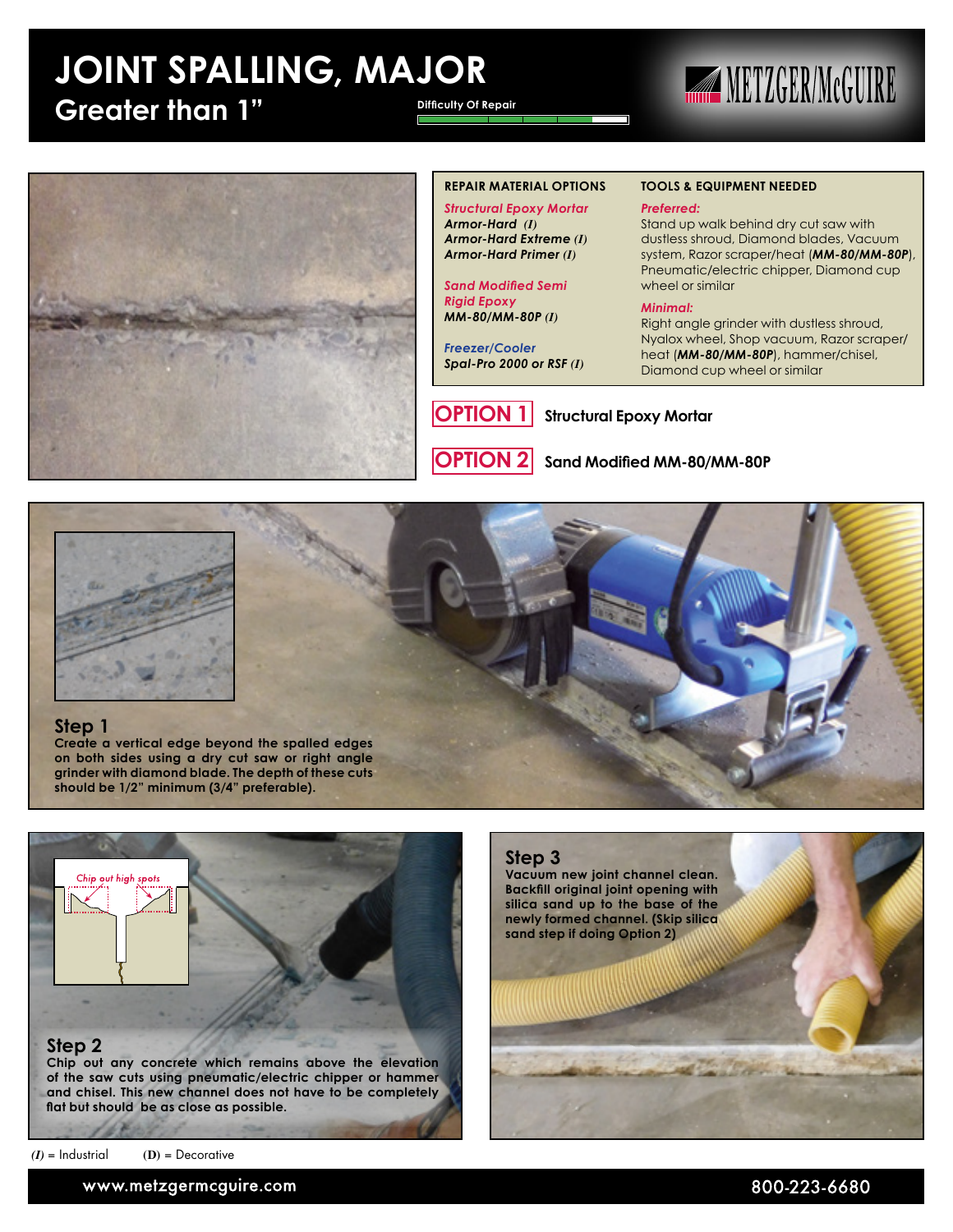# JOINT SPALLING, MAJOR

## Greater than 1"

Difficulty Of Repair

METZGER/McGUIRE

### REPAIR MATERIAL OPTIONS

*Structural Epoxy Mortar*
***Armor-Hard (I)***
***Armor-Hard Extreme (I)***
***Armor-Hard Primer (I)***

*Sand Modified Semi Rigid Epoxy*
***MM-80/MM-80P (I)***

*Freezer/Cooler*
***Spal-Pro 2000 or RSF (I)***

### TOOLS & EQUIPMENT NEEDED

*Preferred:*
Stand up walk behind dry cut saw with dustless shroud, Diamond blades, Vacuum system, Razor scraper/heat (***MM-80/MM-80P***), Pneumatic/electric chipper, Diamond cup wheel or similar

*Minimal:*
Right angle grinder with dustless shroud, Nyalox wheel, Shop vacuum, Razor scraper/heat (***MM-80/MM-80P***), hammer/chisel, Diamond cup wheel or similar

**OPTION 1** Structural Epoxy Mortar

**OPTION 2** Sand Modified MM-80/MM-80P

### Step 1

**Create a vertical edge beyond the spalled edges on both sides using a dry cut saw or right angle grinder with diamond blade. The depth of these cuts should be 1/2" minimum (3/4" preferable).**

### Step 2

Chip out high spots

**Chip out any concrete which remains above the elevation of the saw cuts using pneumatic/electric chipper or hammer and chisel. This new channel does not have to be completely flat but should be as close as possible.**

### Step 3

**Vacuum new joint channel clean. Backfill original joint opening with silica sand up to the base of the newly formed channel. (Skip silica sand step if doing Option 2)**

***(I)*** = Industrial  **(D)** = Decorative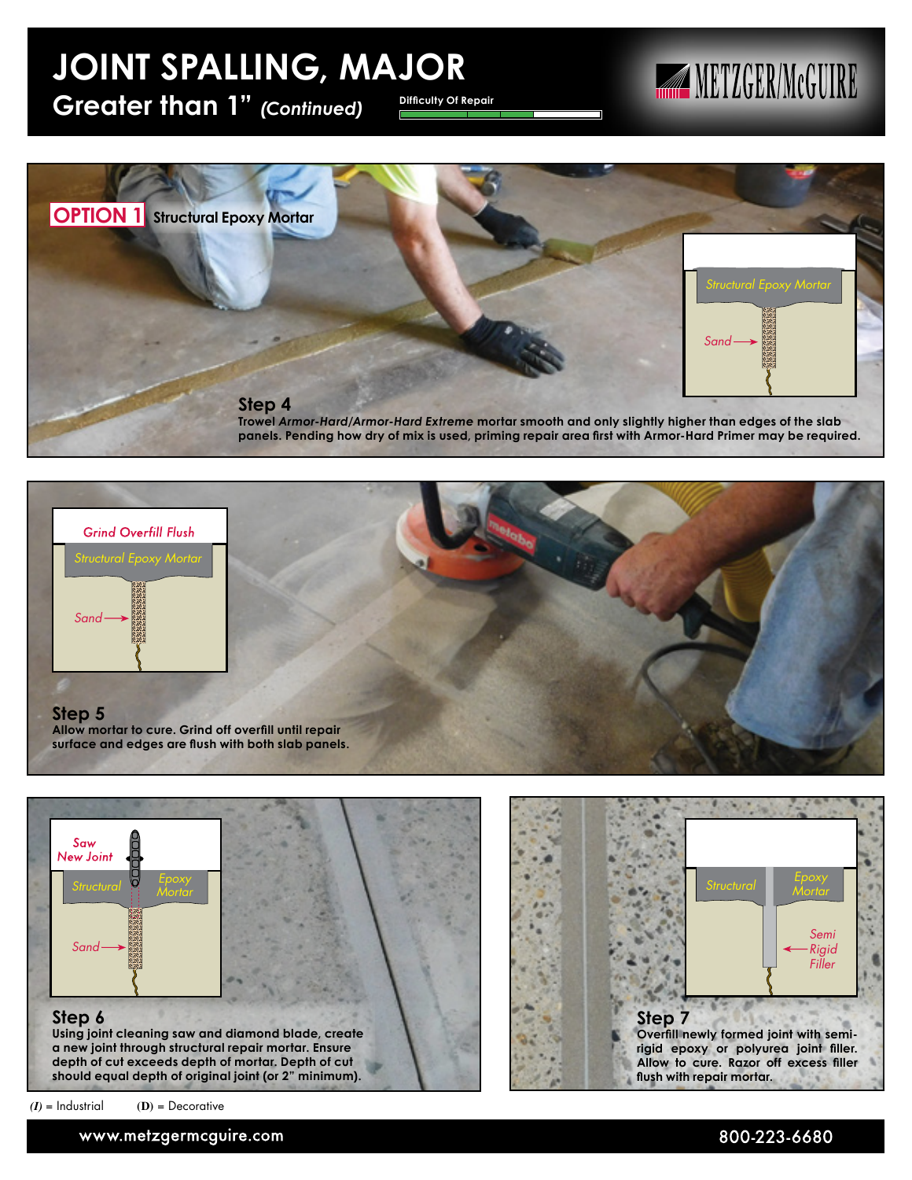# JOINT SPALLING, MAJOR

## Greater than 1" *(Continued)*

Difficulty Of Repair

METZGER/McGUIRE

## OPTION 1 Structural Epoxy Mortar

Structural Epoxy Mortar

Sand

### Step 4

Trowel *Armor-Hard/Armor-Hard Extreme* mortar smooth and only slightly higher than edges of the slab panels. Pending how dry of mix is used, priming repair area first with Armor-Hard Primer may be required.

Grind Overfill Flush

Structural Epoxy Mortar

Sand

### Step 5

Allow mortar to cure. Grind off overfill until repair surface and edges are flush with both slab panels.

Saw New Joint

Structural Epoxy Mortar

Sand

### Step 6

Using joint cleaning saw and diamond blade, create a new joint through structural repair mortar. Ensure depth of cut exceeds depth of mortar. Depth of cut should equal depth of original joint (or 2" minimum).

Structural Epoxy Mortar

Semi Rigid Filler

### Step 7

Overfill newly formed joint with semi-rigid epoxy or polyurea joint filler. Allow to cure. Razor off excess filler flush with repair mortar.

*(I)* = Industrial (D) = Decorative

www.metzgermcguire.com 800-223-6680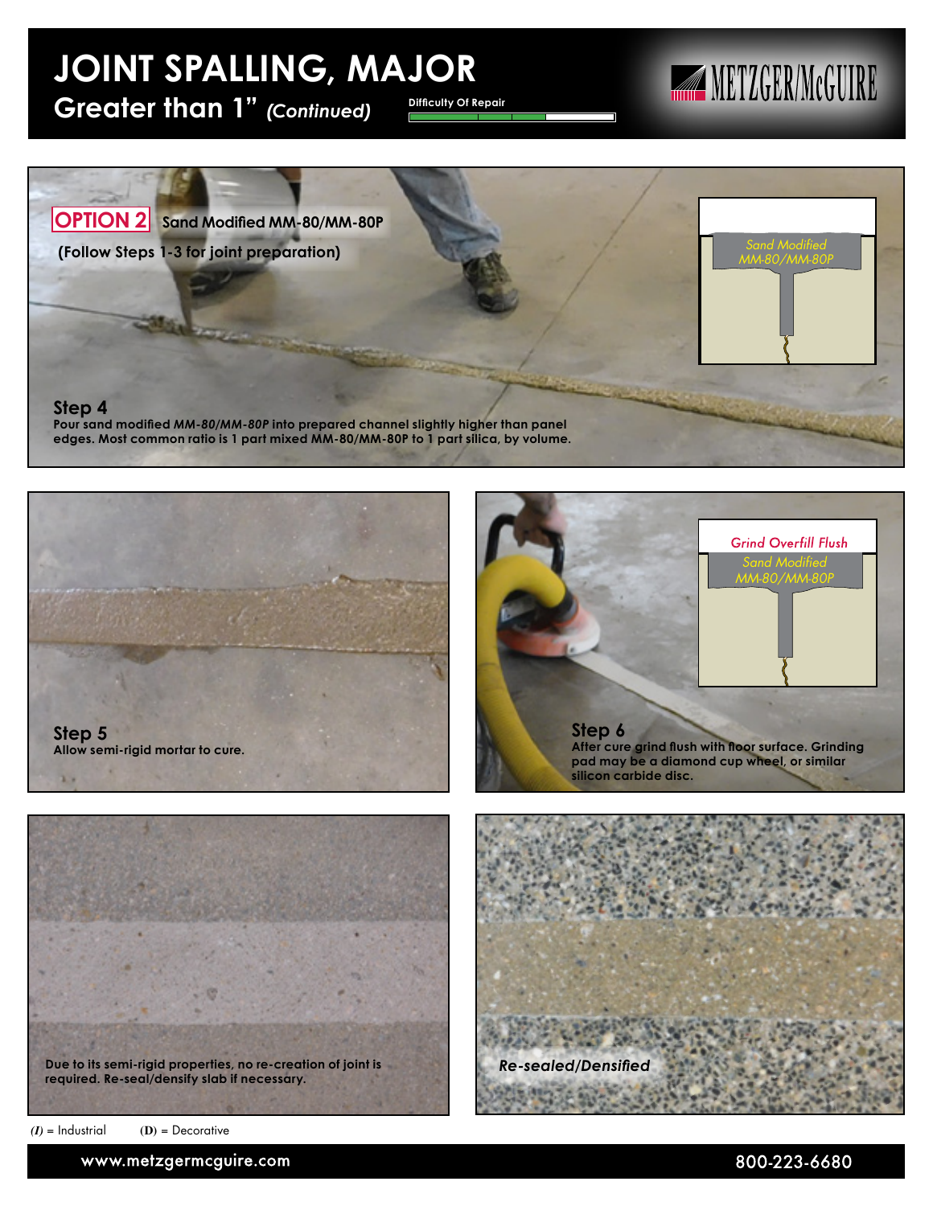# JOINT SPALLING, MAJOR

## Greater than 1" *(Continued)*

Difficulty Of Repair

METZGER/McGUIRE

**OPTION 2** **Sand Modified MM-80/MM-80P**

**(Follow Steps 1-3 for joint preparation)**

*Sand Modified MM-80/MM-80P*

### Step 4

**Pour sand modified *MM-80/MM-80P* into prepared channel slightly higher than panel edges. Most common ratio is 1 part mixed MM-80/MM-80P to 1 part silica, by volume.**

### Step 5

**Allow semi-rigid mortar to cure.**

*Grind Overfill Flush*

*Sand Modified MM-80/MM-80P*

### Step 6

**After cure grind flush with floor surface. Grinding pad may be a diamond cup wheel, or similar silicon carbide disc.**

**Due to its semi-rigid properties, no re-creation of joint is required. Re-seal/density slab if necessary.**

***Re-sealed/Densified***

***(I)*** = Industrial **(D)** = Decorative

www.metzgermcguire.com 800-223-6680